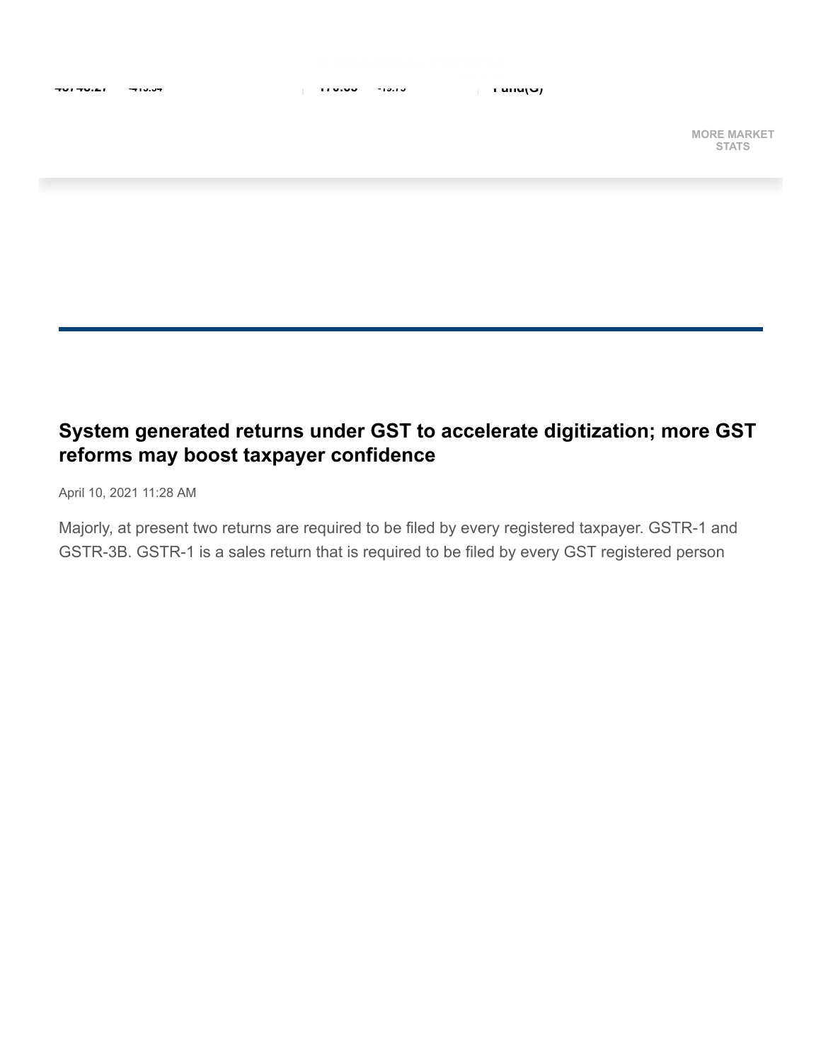# System generated returns under GST to accelerate digitization; more GST reforms may boost taxpayer confidence

April 10, 2021 11:28 AM

Majorly, at present two returns are required to be filed by every registered taxpayer. GSTR-1 and GSTR-3B. GSTR-1 is a sales return that is required to be filed by every GST registered person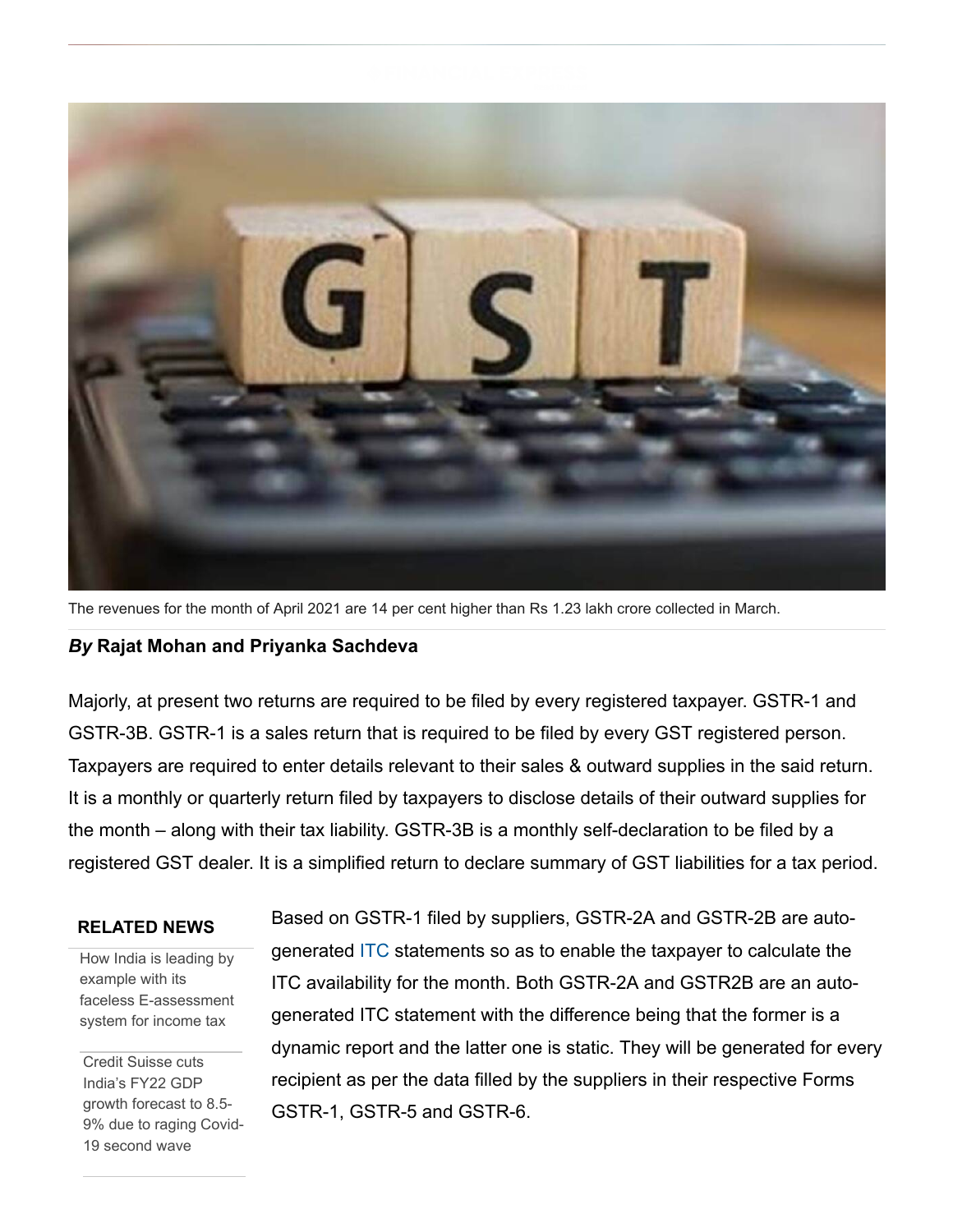The revenues for the month of April 2021 are 14 per cent higher than Rs 1.23 lakh crore collected in March.

***By*** **Rajat Mohan and Priyanka Sachdeva**

Majorly, at present two returns are required to be filed by every registered taxpayer. GSTR-1 and GSTR-3B. GSTR-1 is a sales return that is required to be filed by every GST registered person. Taxpayers are required to enter details relevant to their sales & outward supplies in the said return. It is a monthly or quarterly return filed by taxpayers to disclose details of their outward supplies for the month – along with their tax liability. GSTR-3B is a monthly self-declaration to be filed by a registered GST dealer. It is a simplified return to declare summary of GST liabilities for a tax period.

**RELATED NEWS**

- How India is leading by example with its faceless E-assessment system for income tax
- Credit Suisse cuts India's FY22 GDP growth forecast to 8.5-9% due to raging Covid-19 second wave

Based on GSTR-1 filed by suppliers, GSTR-2A and GSTR-2B are auto-generated ITC statements so as to enable the taxpayer to calculate the ITC availability for the month. Both GSTR-2A and GSTR2B are an auto-generated ITC statement with the difference being that the former is a dynamic report and the latter one is static. They will be generated for every recipient as per the data filled by the suppliers in their respective Forms GSTR-1, GSTR-5 and GSTR-6.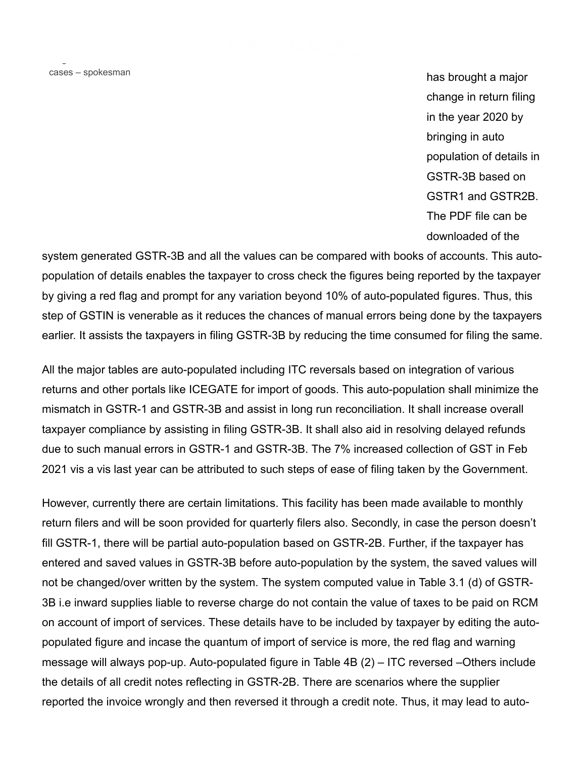cases – spokesman

has brought a major change in return filing in the year 2020 by bringing in auto population of details in GSTR-3B based on GSTR1 and GSTR2B. The PDF file can be downloaded of the system generated GSTR-3B and all the values can be compared with books of accounts. This auto-population of details enables the taxpayer to cross check the figures being reported by the taxpayer by giving a red flag and prompt for any variation beyond 10% of auto-populated figures. Thus, this step of GSTIN is venerable as it reduces the chances of manual errors being done by the taxpayers earlier. It assists the taxpayers in filing GSTR-3B by reducing the time consumed for filing the same.

All the major tables are auto-populated including ITC reversals based on integration of various returns and other portals like ICEGATE for import of goods. This auto-population shall minimize the mismatch in GSTR-1 and GSTR-3B and assist in long run reconciliation. It shall increase overall taxpayer compliance by assisting in filing GSTR-3B. It shall also aid in resolving delayed refunds due to such manual errors in GSTR-1 and GSTR-3B. The 7% increased collection of GST in Feb 2021 vis a vis last year can be attributed to such steps of ease of filing taken by the Government.

However, currently there are certain limitations. This facility has been made available to monthly return filers and will be soon provided for quarterly filers also. Secondly, in case the person doesn't fill GSTR-1, there will be partial auto-population based on GSTR-2B. Further, if the taxpayer has entered and saved values in GSTR-3B before auto-population by the system, the saved values will not be changed/over written by the system. The system computed value in Table 3.1 (d) of GSTR-3B i.e inward supplies liable to reverse charge do not contain the value of taxes to be paid on RCM on account of import of services. These details have to be included by taxpayer by editing the auto-populated figure and incase the quantum of import of service is more, the red flag and warning message will always pop-up. Auto-populated figure in Table 4B (2) – ITC reversed –Others include the details of all credit notes reflecting in GSTR-2B. There are scenarios where the supplier reported the invoice wrongly and then reversed it through a credit note. Thus, it may lead to auto-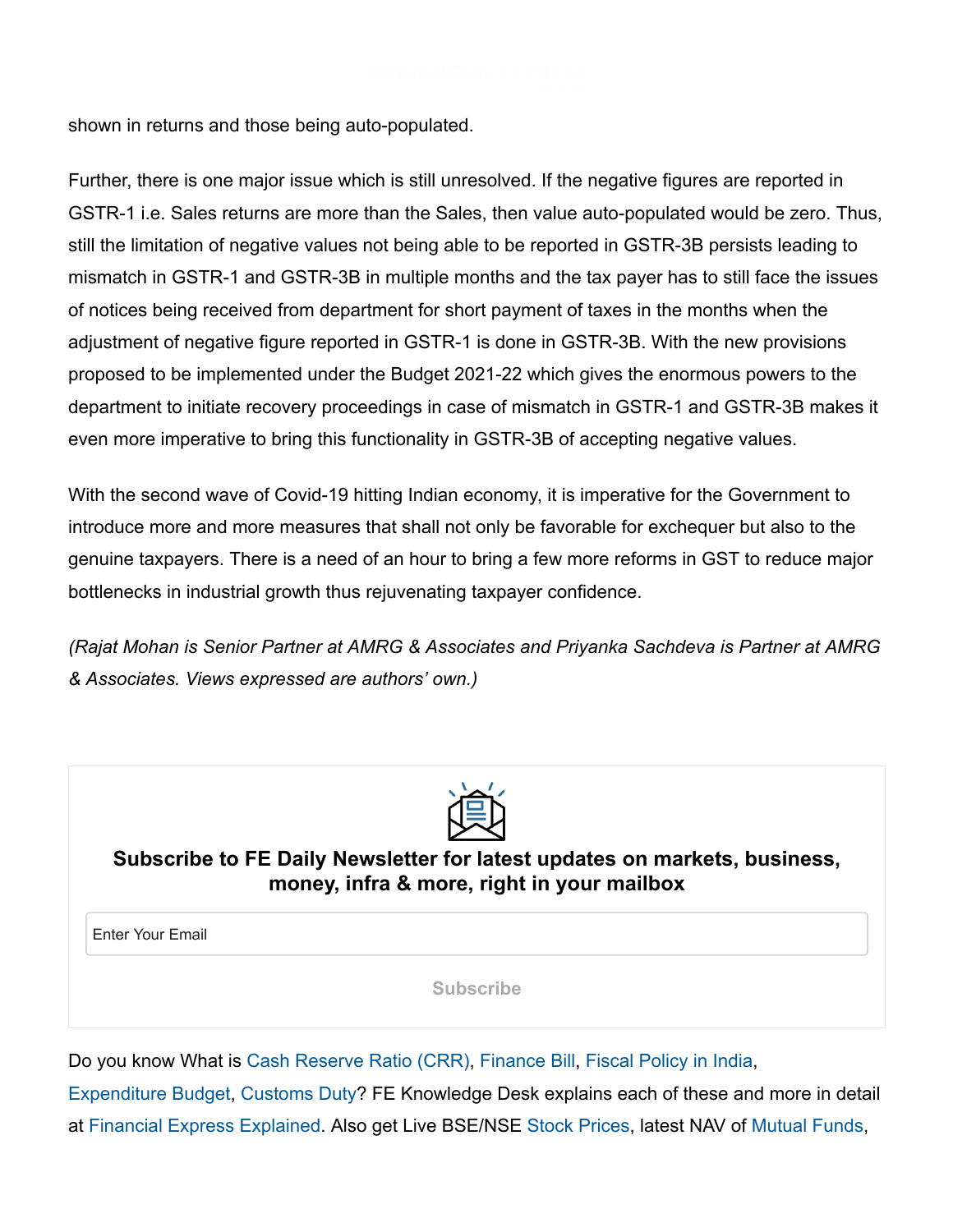shown in returns and those being auto-populated.

Further, there is one major issue which is still unresolved. If the negative figures are reported in GSTR-1 i.e. Sales returns are more than the Sales, then value auto-populated would be zero. Thus, still the limitation of negative values not being able to be reported in GSTR-3B persists leading to mismatch in GSTR-1 and GSTR-3B in multiple months and the tax payer has to still face the issues of notices being received from department for short payment of taxes in the months when the adjustment of negative figure reported in GSTR-1 is done in GSTR-3B. With the new provisions proposed to be implemented under the Budget 2021-22 which gives the enormous powers to the department to initiate recovery proceedings in case of mismatch in GSTR-1 and GSTR-3B makes it even more imperative to bring this functionality in GSTR-3B of accepting negative values.

With the second wave of Covid-19 hitting Indian economy, it is imperative for the Government to introduce more and more measures that shall not only be favorable for exchequer but also to the genuine taxpayers. There is a need of an hour to bring a few more reforms in GST to reduce major bottlenecks in industrial growth thus rejuvenating taxpayer confidence.

*(Rajat Mohan is Senior Partner at AMRG & Associates and Priyanka Sachdeva is Partner at AMRG & Associates. Views expressed are authors' own.)*

**Subscribe to FE Daily Newsletter for latest updates on markets, business, money, infra & more, right in your mailbox**

Enter Your Email

Subscribe

Do you know What is Cash Reserve Ratio (CRR), Finance Bill, Fiscal Policy in India, Expenditure Budget, Customs Duty? FE Knowledge Desk explains each of these and more in detail at Financial Express Explained. Also get Live BSE/NSE Stock Prices, latest NAV of Mutual Funds,